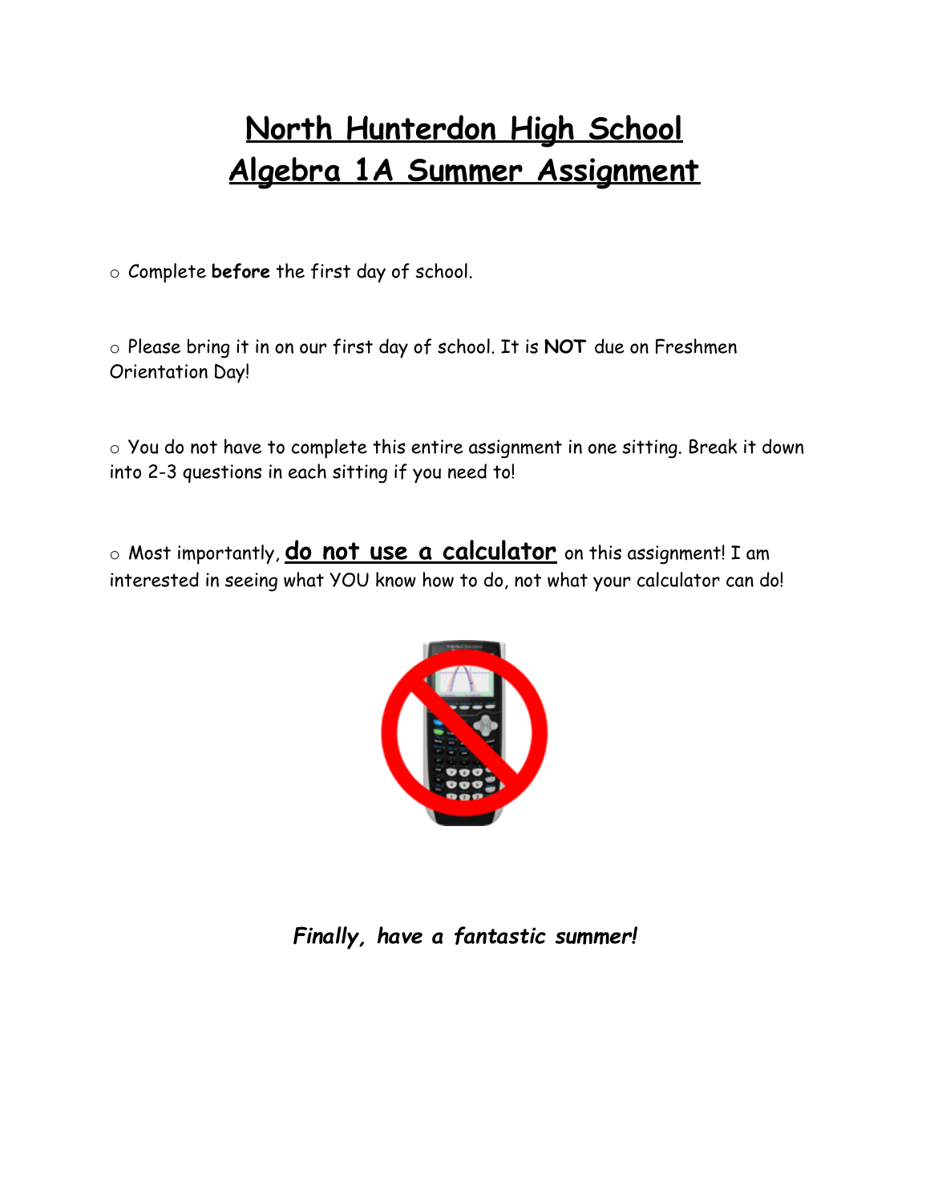# North Hunterdon High School
# Algebra 1A Summer Assignment

- Complete **before** the first day of school.

- Please bring it in on our first day of school. It is **NOT** due on Freshmen Orientation Day!

- You do not have to complete this entire assignment in one sitting. Break it down into 2-3 questions in each sitting if you need to!

- Most importantly, **do not use a calculator** on this assignment! I am interested in seeing what YOU know how to do, not what your calculator can do!

***Finally, have a fantastic summer!***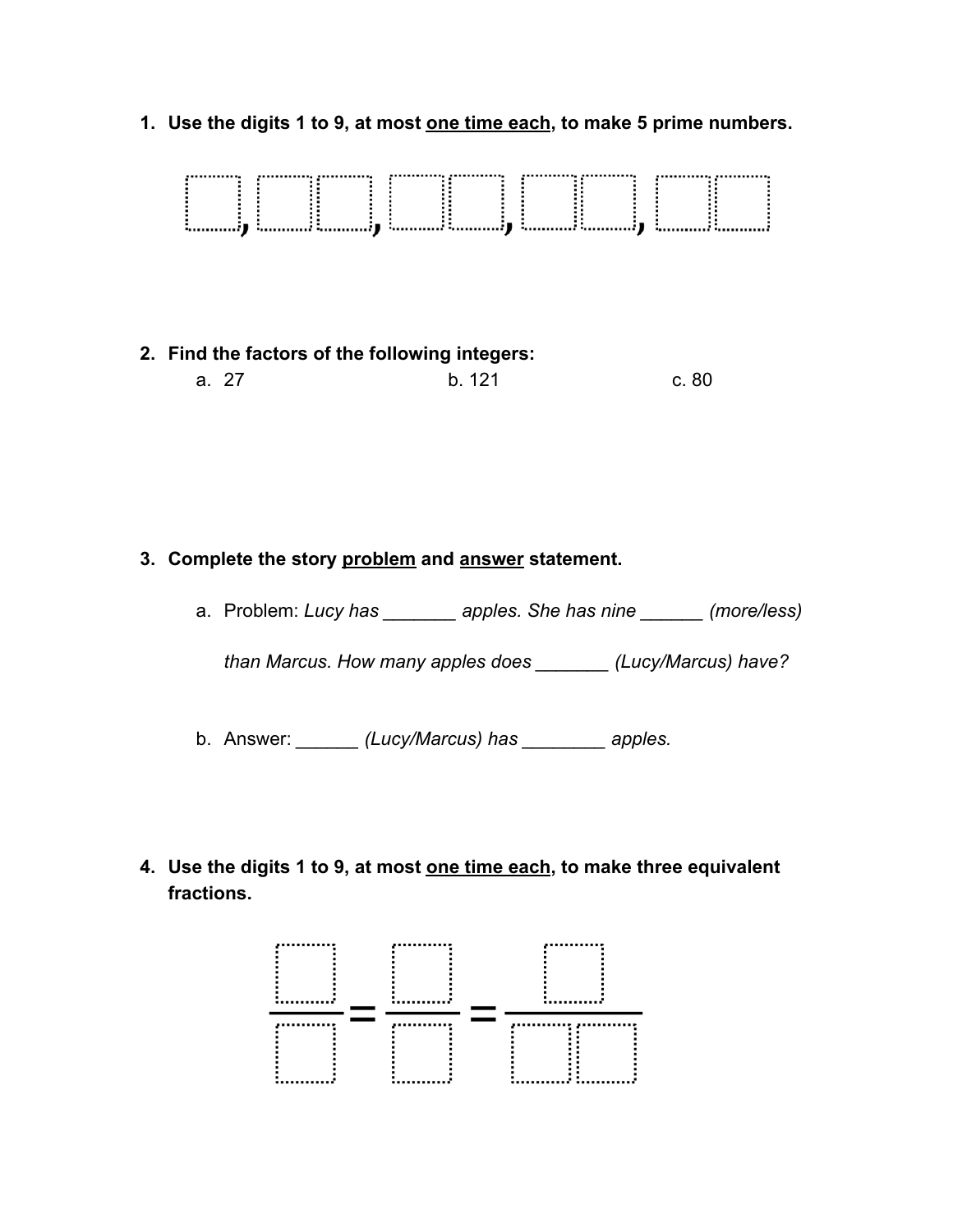1. **Use the digits 1 to 9, at most <u>one time each</u>, to make 5 prime numbers.**

   ☐, ☐☐, ☐☐, ☐☐, ☐☐

2. **Find the factors of the following integers:**
   a. 27
   b. 121
   c. 80

3. **Complete the story <u>problem</u> and <u>answer</u> statement.**
   a. Problem: *Lucy has _______ apples. She has nine ______ (more/less) than Marcus. How many apples does _______ (Lucy/Marcus) have?*
   b. Answer: ______ *(Lucy/Marcus) has ________ apples.*

4. **Use the digits 1 to 9, at most <u>one time each</u>, to make three equivalent fractions.**

$$\frac{\square}{\square} = \frac{\square}{\square} = \frac{\square}{\square\square}$$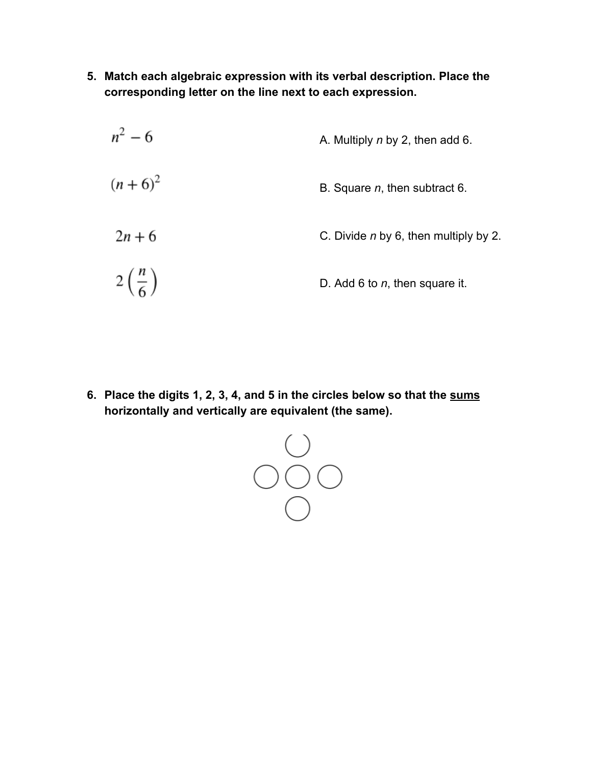5. **Match each algebraic expression with its verbal description. Place the corresponding letter on the line next to each expression.**

| Expression | Description |
|---|---|
| $n^2 - 6$ | A. Multiply *n* by 2, then add 6. |
| $(n + 6)^2$ | B. Square *n*, then subtract 6. |
| $2n + 6$ | C. Divide *n* by 6, then multiply by 2. |
| $2\left(\frac{n}{6}\right)$ | D. Add 6 to *n*, then square it. |

6. **Place the digits 1, 2, 3, 4, and 5 in the circles below so that the <u>sums</u> horizontally and vertically are equivalent (the same).**

```
    ○
  ○ ○ ○
    ○
```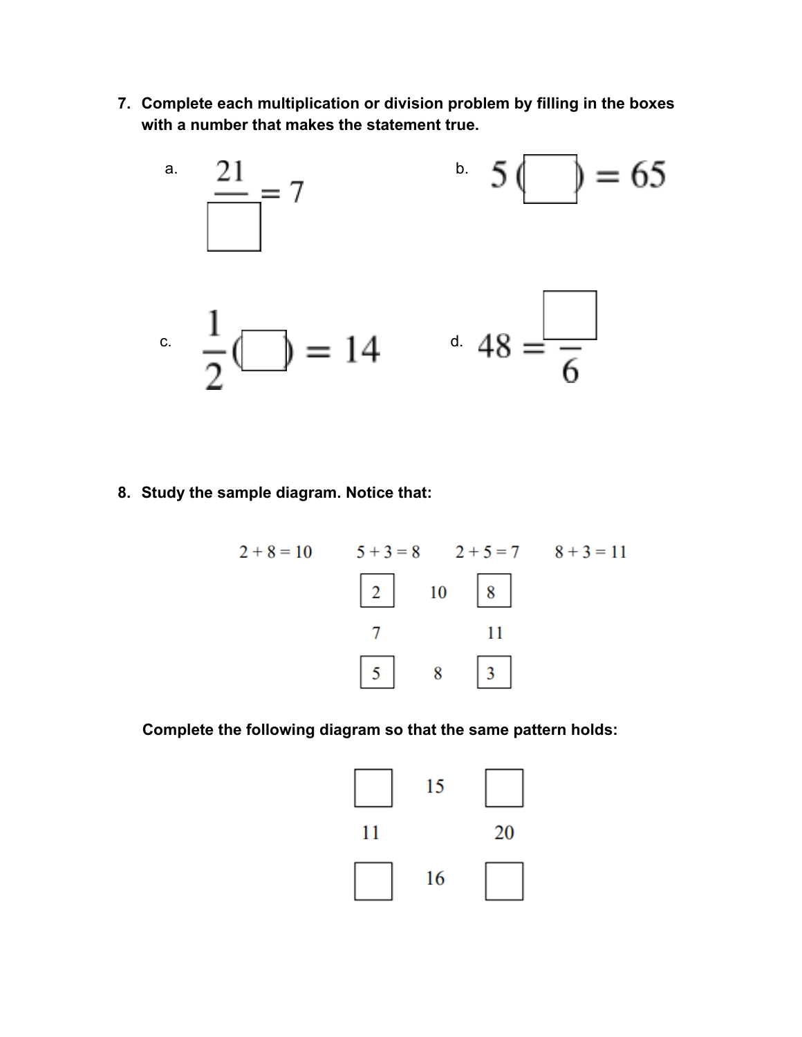7. **Complete each multiplication or division problem by filling in the boxes with a number that makes the statement true.**

   a. $\dfrac{21}{\square} = 7$

   b. $5(\square) = 65$

   c. $\dfrac{1}{2}(\square) = 14$

   d. $48 = \dfrac{\square}{6}$

8. **Study the sample diagram. Notice that:**

   $2 + 8 = 10 \qquad 5 + 3 = 8 \qquad 2 + 5 = 7 \qquad 8 + 3 = 11$

   | [2] | 10 | [8] |
   |---|---|---|
   | 7 | | 11 |
   | [5] | 8 | [3] |

   **Complete the following diagram so that the same pattern holds:**

   | [ ] | 15 | [ ] |
   |---|---|---|
   | 11 | | 20 |
   | [ ] | 16 | [ ] |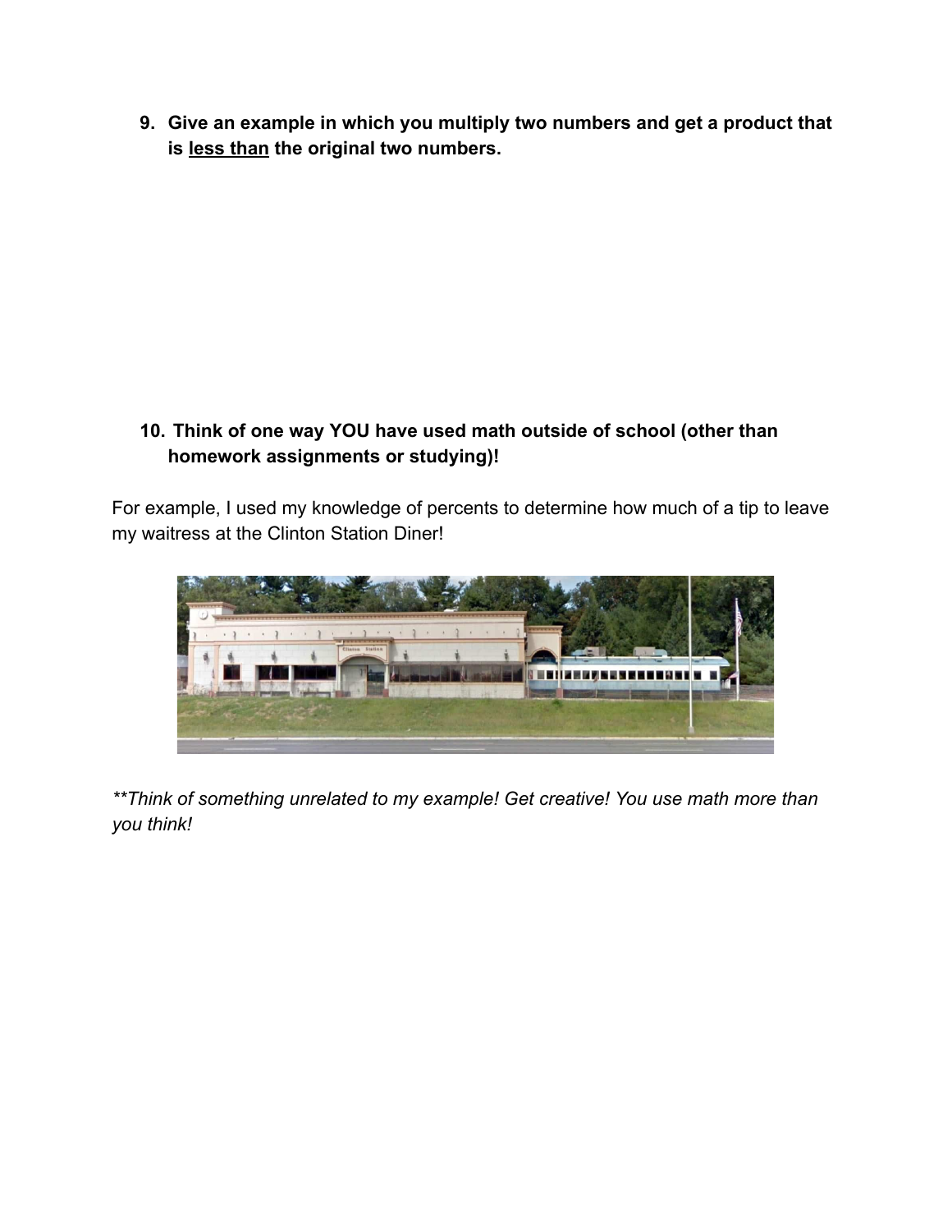9. **Give an example in which you multiply two numbers and get a product that is <u>less than</u> the original two numbers.**

10. **Think of one way YOU have used math outside of school (other than homework assignments or studying)!**

For example, I used my knowledge of percents to determine how much of a tip to leave my waitress at the Clinton Station Diner!

*\*\*Think of something unrelated to my example! Get creative! You use math more than you think!*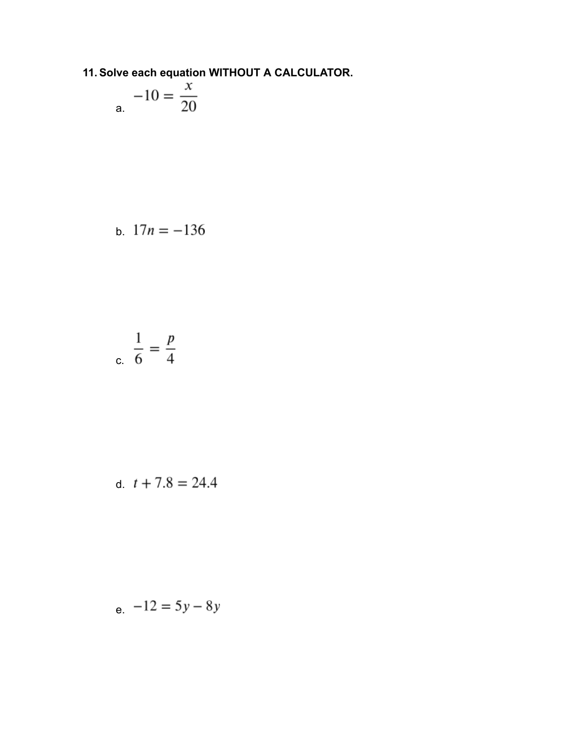**11. Solve each equation WITHOUT A CALCULATOR.**

a. $-10 = \dfrac{x}{20}$

b. $17n = -136$

c. $\dfrac{1}{6} = \dfrac{p}{4}$

d. $t + 7.8 = 24.4$

e. $-12 = 5y - 8y$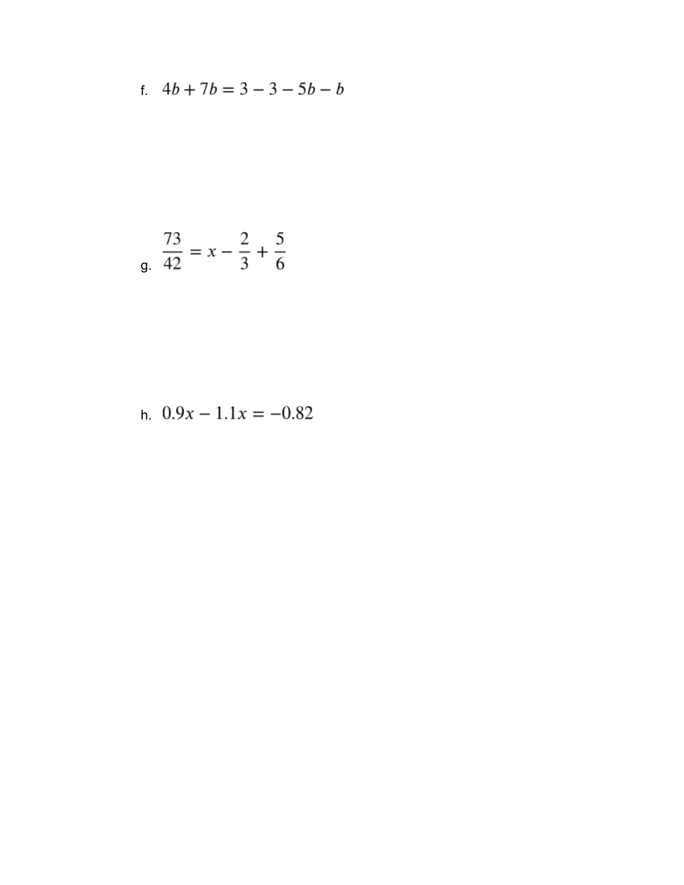f. $4b + 7b = 3 - 3 - 5b - b$

g. $\frac{73}{42} = x - \frac{2}{3} + \frac{5}{6}$

h. $0.9x - 1.1x = -0.82$